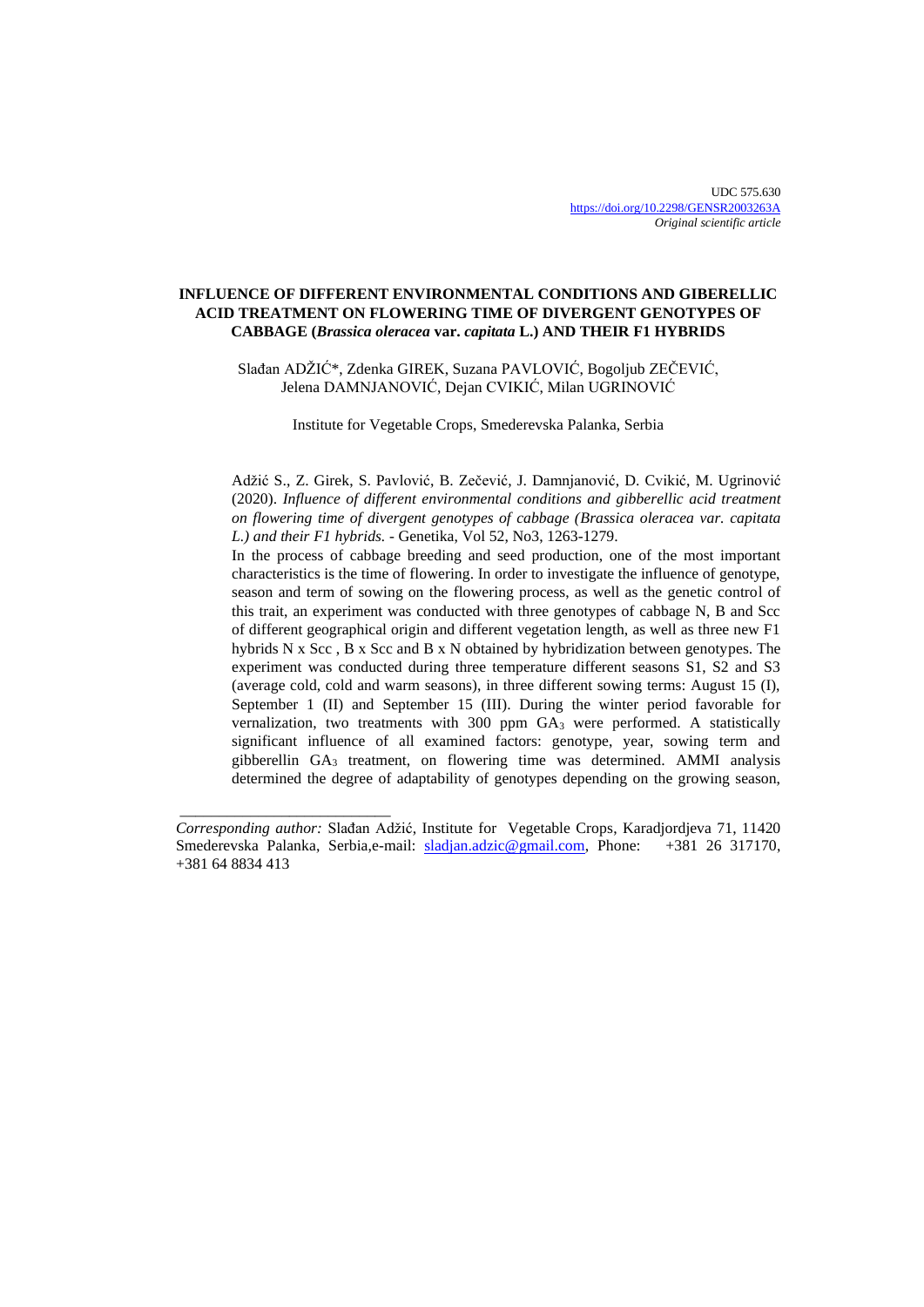UDC 575.630
https://doi.org/10.2298/GENSR2003263A
*Original scientific article*

# INFLUENCE OF DIFFERENT ENVIRONMENTAL CONDITIONS AND GIBERELLIC ACID TREATMENT ON FLOWERING TIME OF DIVERGENT GENOTYPES OF CABBAGE (*Brassica oleracea* var. *capitata* L.) AND THEIR F1 HYBRIDS

Slađan ADŽIĆ*, Zdenka GIREK, Suzana PAVLOVIĆ, Bogoljub ZEČEVIĆ, Jelena DAMNJANOVIĆ, Dejan CVIKIĆ, Milan UGRINOVIĆ

Institute for Vegetable Crops, Smederevska Palanka, Serbia

Adžić S., Z. Girek, S. Pavlović, B. Zečević, J. Damnjanović, D. Cvikić, M. Ugrinović (2020). *Influence of different environmental conditions and gibberellic acid treatment on flowering time of divergent genotypes of cabbage (Brassica oleracea var. capitata L.) and their F1 hybrids.* - Genetika, Vol 52, No3, 1263-1279.

In the process of cabbage breeding and seed production, one of the most important characteristics is the time of flowering. In order to investigate the influence of genotype, season and term of sowing on the flowering process, as well as the genetic control of this trait, an experiment was conducted with three genotypes of cabbage N, B and Scc of different geographical origin and different vegetation length, as well as three new F1 hybrids N x Scc , B x Scc and B x N obtained by hybridization between genotypes. The experiment was conducted during three temperature different seasons S1, S2 and S3 (average cold, cold and warm seasons), in three different sowing terms: August 15 (I), September 1 (II) and September 15 (III). During the winter period favorable for vernalization, two treatments with 300 ppm $GA_3$ were performed. A statistically significant influence of all examined factors: genotype, year, sowing term and gibberellin $GA_3$ treatment, on flowering time was determined. AMMI analysis determined the degree of adaptability of genotypes depending on the growing season,

---

*Corresponding author:* Slađan Adžić, Institute for Vegetable Crops, Karadjordjeva 71, 11420 Smederevska Palanka, Serbia,e-mail: sladjan.adzic@gmail.com, Phone: +381 26 317170, +381 64 8834 413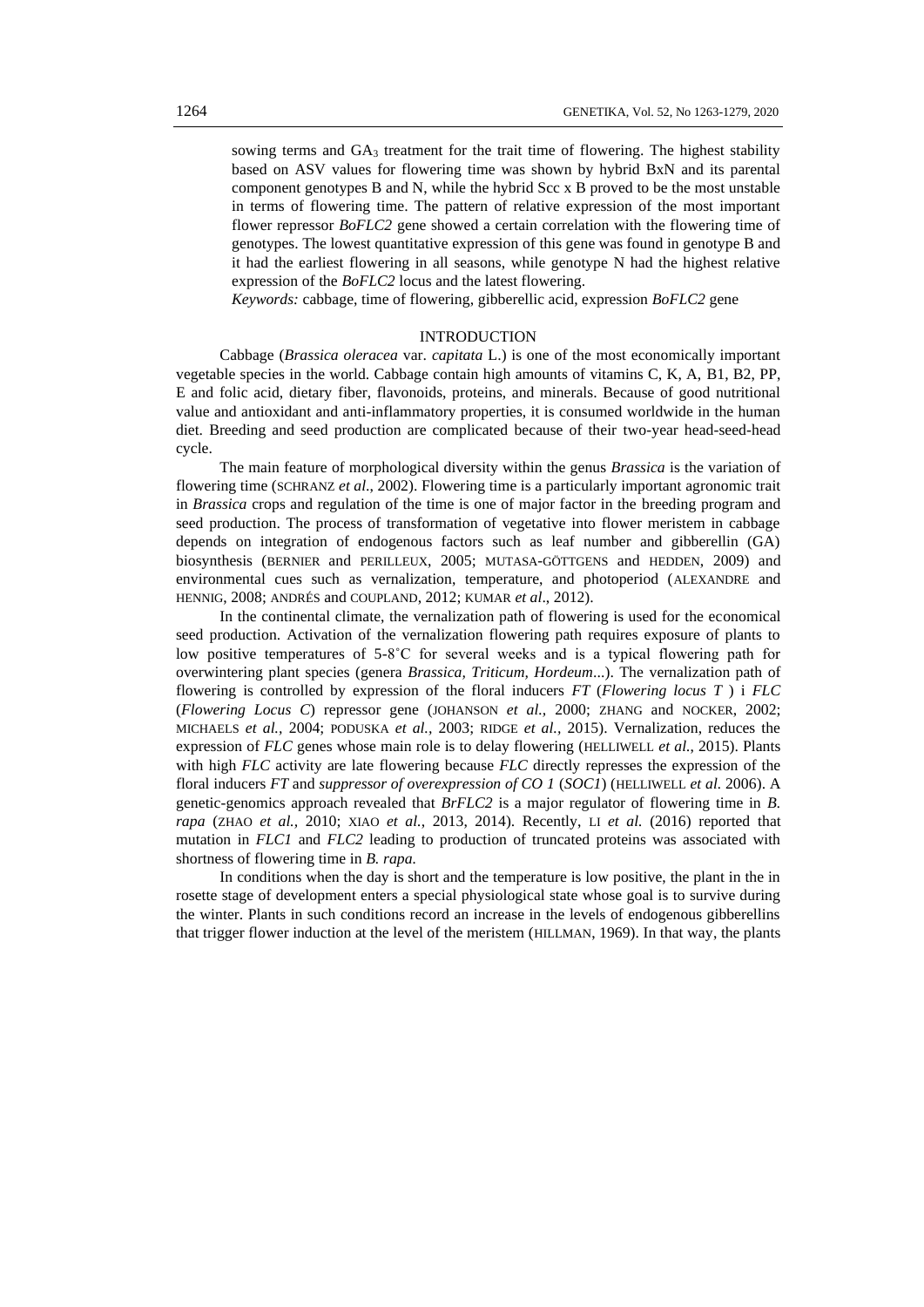sowing terms and $GA_3$ treatment for the trait time of flowering. The highest stability based on ASV values for flowering time was shown by hybrid BxN and its parental component genotypes B and N, while the hybrid Scc x B proved to be the most unstable in terms of flowering time. The pattern of relative expression of the most important flower repressor *BoFLC2* gene showed a certain correlation with the flowering time of genotypes. The lowest quantitative expression of this gene was found in genotype B and it had the earliest flowering in all seasons, while genotype N had the highest relative expression of the *BoFLC2* locus and the latest flowering.

*Keywords:* cabbage, time of flowering, gibberellic acid, expression *BoFLC2* gene

## INTRODUCTION

Cabbage (*Brassica oleracea* var. *capitata* L.) is one of the most economically important vegetable species in the world. Cabbage contain high amounts of vitamins C, K, A, B1, B2, PP, E and folic acid, dietary fiber, flavonoids, proteins, and minerals. Because of good nutritional value and antioxidant and anti-inflammatory properties, it is consumed worldwide in the human diet. Breeding and seed production are complicated because of their two-year head-seed-head cycle.

The main feature of morphological diversity within the genus *Brassica* is the variation of flowering time (SCHRANZ *et al*., 2002). Flowering time is a particularly important agronomic trait in *Brassica* crops and regulation of the time is one of major factor in the breeding program and seed production. The process of transformation of vegetative into flower meristem in cabbage depends on integration of endogenous factors such as leaf number and gibberellin (GA) biosynthesis (BERNIER and PERILLEUX, 2005; MUTASA-GÖTTGENS and HEDDEN, 2009) and environmental cues such as vernalization, temperature, and photoperiod (ALEXANDRE and HENNIG, 2008; ANDRÉS and COUPLAND, 2012; KUMAR *et al*., 2012).

In the continental climate, the vernalization path of flowering is used for the economical seed production. Activation of the vernalization flowering path requires exposure of plants to low positive temperatures of 5-8˚C for several weeks and is a typical flowering path for overwintering plant species (genera *Brassica, Triticum, Hordeum*...). The vernalization path of flowering is controlled by expression of the floral inducers *FT* (*Flowering locus T* ) i *FLC* (*Flowering Locus C*) repressor gene (JOHANSON *et al.,* 2000; ZHANG and NOCKER, 2002; MICHAELS *et al.,* 2004; PODUSKA *et al.,* 2003; RIDGE *et al.,* 2015). Vernalization, reduces the expression of *FLC* genes whose main role is to delay flowering (HELLIWELL *et al.,* 2015). Plants with high *FLC* activity are late flowering because *FLC* directly represses the expression of the floral inducers *FT* and *suppressor of overexpression of CO 1* (*SOC1*) (HELLIWELL *et al.* 2006). A genetic-genomics approach revealed that *BrFLC2* is a major regulator of flowering time in *B. rapa* (ZHAO *et al.,* 2010; XIAO *et al.,* 2013, 2014). Recently, LI *et al.* (2016) reported that mutation in *FLC1* and *FLC2* leading to production of truncated proteins was associated with shortness of flowering time in *B. rapa.*

In conditions when the day is short and the temperature is low positive, the plant in the in rosette stage of development enters a special physiological state whose goal is to survive during the winter. Plants in such conditions record an increase in the levels of endogenous gibberellins that trigger flower induction at the level of the meristem (HILLMAN, 1969). In that way, the plants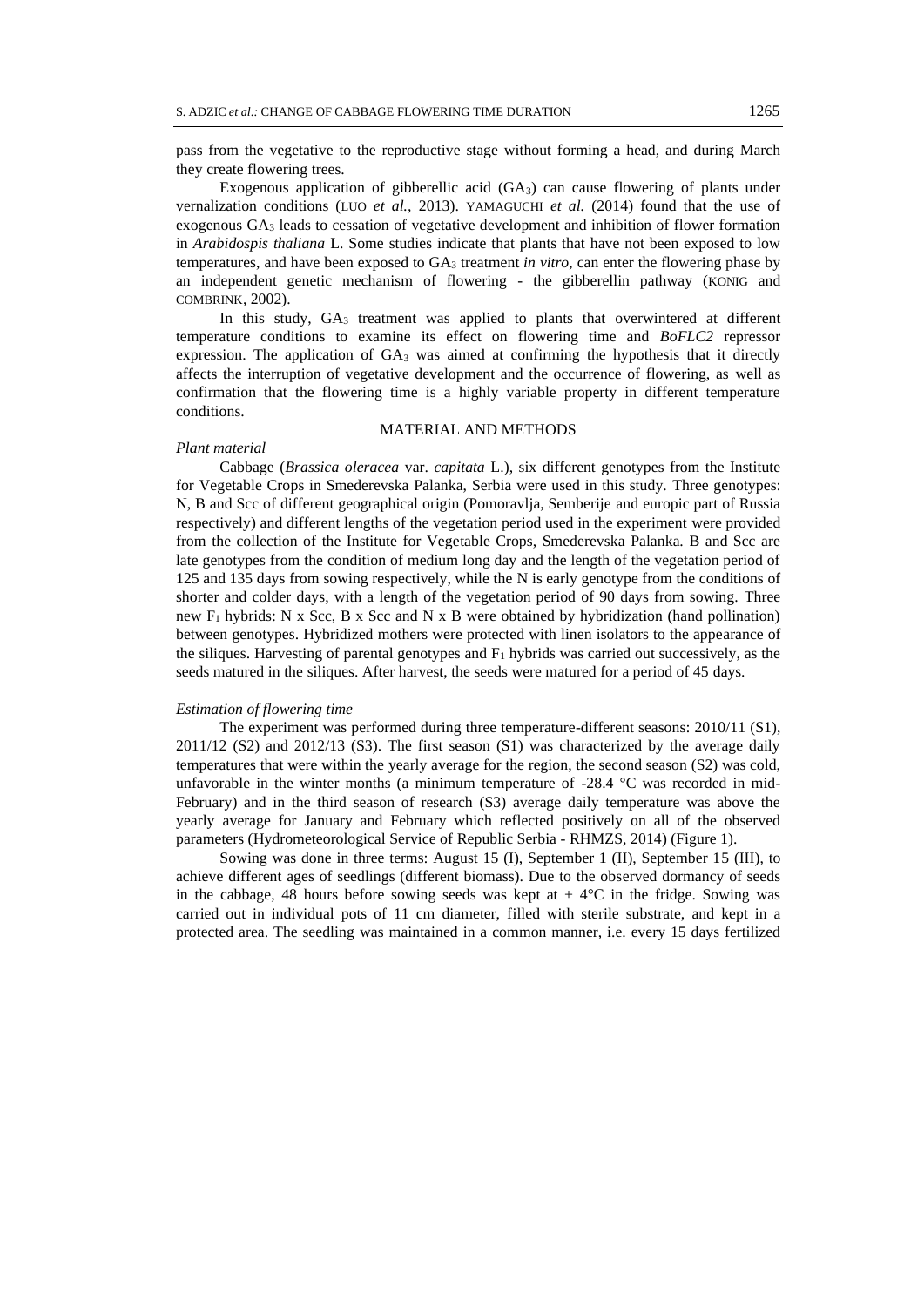pass from the vegetative to the reproductive stage without forming a head, and during March they create flowering trees.

Exogenous application of gibberellic acid ($GA_3$) can cause flowering of plants under vernalization conditions (LUO *et al.,* 2013). YAMAGUCHI *et al.* (2014) found that the use of exogenous $GA_3$ leads to cessation of vegetative development and inhibition of flower formation in *Arabidospis thaliana* L. Some studies indicate that plants that have not been exposed to low temperatures, and have been exposed to $GA_3$ treatment *in vitro,* can enter the flowering phase by an independent genetic mechanism of flowering - the gibberellin pathway (KONIG and COMBRINK, 2002).

In this study, $GA_3$ treatment was applied to plants that overwintered at different temperature conditions to examine its effect on flowering time and *BoFLC2* repressor expression. The application of $GA_3$ was aimed at confirming the hypothesis that it directly affects the interruption of vegetative development and the occurrence of flowering, as well as confirmation that the flowering time is a highly variable property in different temperature conditions.

## MATERIAL AND METHODS

### *Plant material*

Cabbage (*Brassica oleracea* var. *capitata* L.), six different genotypes from the Institute for Vegetable Crops in Smederevska Palanka, Serbia were used in this study. Three genotypes: N, B and Scc of different geographical origin (Pomoravlja, Semberije and europic part of Russia respectively) and different lengths of the vegetation period used in the experiment were provided from the collection of the Institute for Vegetable Crops, Smederevska Palanka. B and Scc are late genotypes from the condition of medium long day and the length of the vegetation period of 125 and 135 days from sowing respectively, while the N is early genotype from the conditions of shorter and colder days, with a length of the vegetation period of 90 days from sowing. Three new $F_1$ hybrids: N x Scc, B x Scc and N x B were obtained by hybridization (hand pollination) between genotypes. Hybridized mothers were protected with linen isolators to the appearance of the siliques. Harvesting of parental genotypes and $F_1$ hybrids was carried out successively, as the seeds matured in the siliques. After harvest, the seeds were matured for a period of 45 days.

### *Estimation of flowering time*

The experiment was performed during three temperature-different seasons: 2010/11 (S1), 2011/12 (S2) and 2012/13 (S3). The first season (S1) was characterized by the average daily temperatures that were within the yearly average for the region, the second season (S2) was cold, unfavorable in the winter months (a minimum temperature of -28.4 °C was recorded in mid-February) and in the third season of research (S3) average daily temperature was above the yearly average for January and February which reflected positively on all of the observed parameters (Hydrometeorological Service of Republic Serbia - RHMZS, 2014) (Figure 1).

Sowing was done in three terms: August 15 (I), September 1 (II), September 15 (III), to achieve different ages of seedlings (different biomass). Due to the observed dormancy of seeds in the cabbage, 48 hours before sowing seeds was kept at + 4°C in the fridge. Sowing was carried out in individual pots of 11 cm diameter, filled with sterile substrate, and kept in a protected area. The seedling was maintained in a common manner, i.e. every 15 days fertilized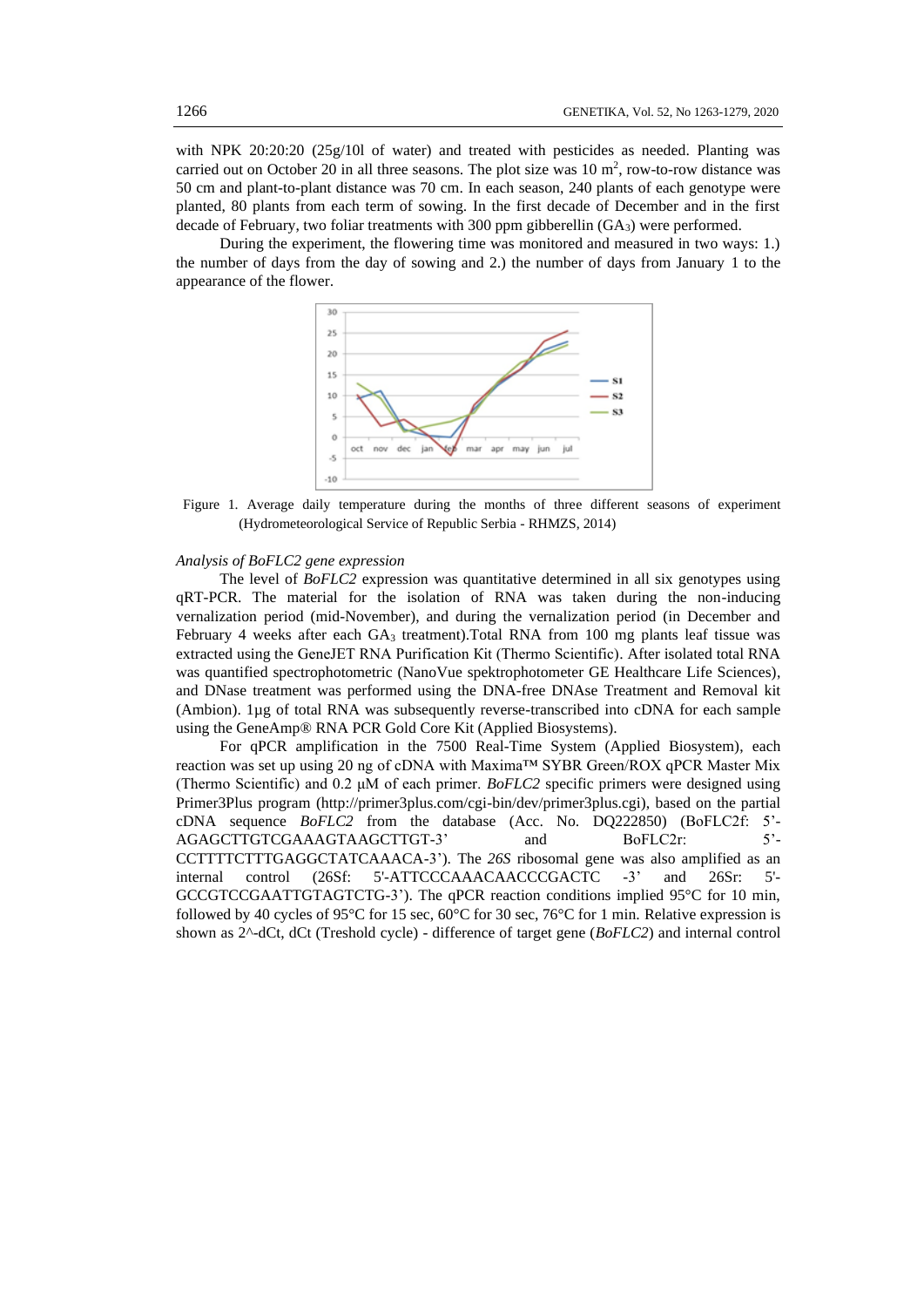with NPK 20:20:20 (25g/10l of water) and treated with pesticides as needed. Planting was carried out on October 20 in all three seasons. The plot size was 10 $m^2$, row-to-row distance was 50 cm and plant-to-plant distance was 70 cm. In each season, 240 plants of each genotype were planted, 80 plants from each term of sowing. In the first decade of December and in the first decade of February, two foliar treatments with 300 ppm gibberellin ($GA_3$) were performed.

During the experiment, the flowering time was monitored and measured in two ways: 1.) the number of days from the day of sowing and 2.) the number of days from January 1 to the appearance of the flower.

Figure 1. Average daily temperature during the months of three different seasons of experiment (Hydrometeorological Service of Republic Serbia - RHMZS, 2014)

*Analysis of BoFLC2 gene expression*

The level of *BoFLC2* expression was quantitative determined in all six genotypes using qRT-PCR. The material for the isolation of RNA was taken during the non-inducing vernalization period (mid-November), and during the vernalization period (in December and February 4 weeks after each $GA_3$ treatment).Total RNA from 100 mg plants leaf tissue was extracted using the GeneJET RNA Purification Kit (Thermo Scientific). After isolated total RNA was quantified spectrophotometric (NanoVue spektrophotometer GE Healthcare Life Sciences), and DNase treatment was performed using the DNA-free DNAse Treatment and Removal kit (Ambion). 1µg of total RNA was subsequently reverse-transcribed into cDNA for each sample using the GeneAmp® RNA PCR Gold Core Kit (Applied Biosystems).

For qPCR amplification in the 7500 Real-Time System (Applied Biosystem), each reaction was set up using 20 ng of cDNA with Maxima™ SYBR Green/ROX qPCR Master Mix (Thermo Scientific) and 0.2 µM of each primer. *BoFLC2* specific primers were designed using Primer3Plus program (http://primer3plus.com/cgi-bin/dev/primer3plus.cgi), based on the partial cDNA sequence *BoFLC2* from the database (Acc. No. DQ222850) (BoFLC2f: 5'-AGAGCTTGTCGAAAGTAAGCTTGT-3' and BoFLC2r: 5'-CCTTTTCTTTGAGGCTATCAAACA-3'). The *26S* ribosomal gene was also amplified as an internal control (26Sf: 5'-ATTCCCAAACAACCCGACTC -3' and 26Sr: 5'-GCCGTCCGAATTGTAGTCTG-3'). The qPCR reaction conditions implied 95°C for 10 min, followed by 40 cycles of 95°C for 15 sec, 60°C for 30 sec, 76°C for 1 min. Relative expression is shown as 2^-dCt, dCt (Treshold cycle) - difference of target gene (*BoFLC2*) and internal control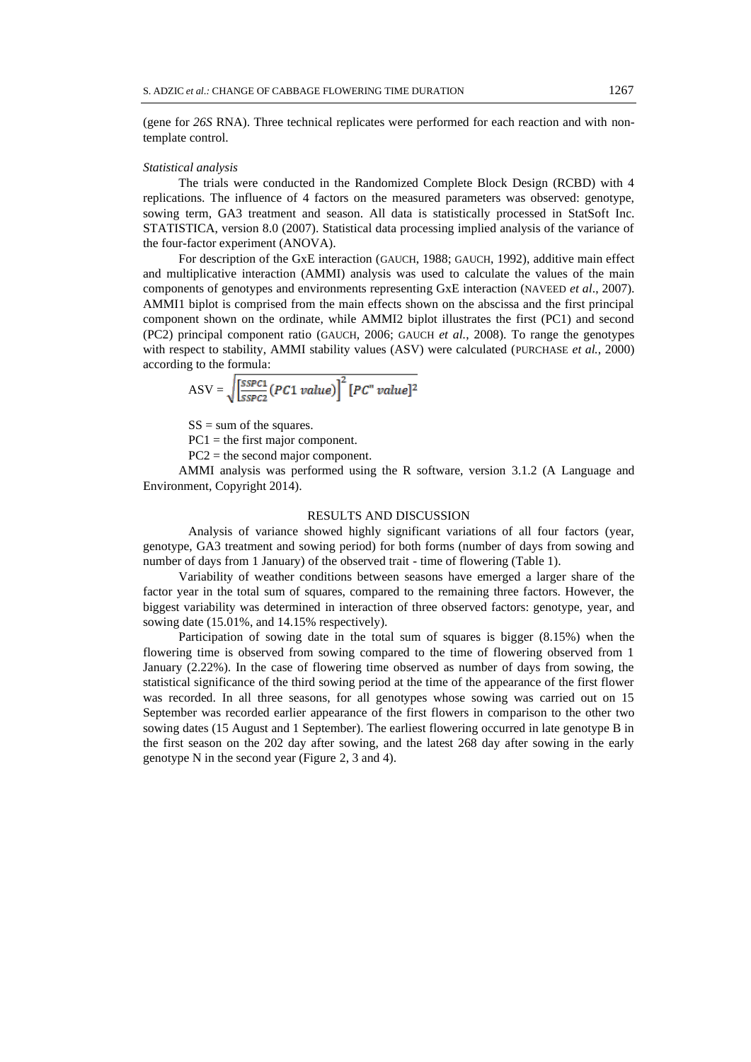(gene for *26S* RNA). Three technical replicates were performed for each reaction and with non-template control.

*Statistical analysis*

The trials were conducted in the Randomized Complete Block Design (RCBD) with 4 replications. The influence of 4 factors on the measured parameters was observed: genotype, sowing term, GA3 treatment and season. All data is statistically processed in StatSoft Inc. STATISTICA, version 8.0 (2007). Statistical data processing implied analysis of the variance of the four-factor experiment (ANOVA).

For description of the GxE interaction (GAUCH, 1988; GAUCH, 1992), additive main effect and multiplicative interaction (AMMI) analysis was used to calculate the values of the main components of genotypes and environments representing GxE interaction (NAVEED *et al*., 2007). AMMI1 biplot is comprised from the main effects shown on the abscissa and the first principal component shown on the ordinate, while AMMI2 biplot illustrates the first (PC1) and second (PC2) principal component ratio (GAUCH, 2006; GAUCH *et al.*, 2008). To range the genotypes with respect to stability, AMMI stability values (ASV) were calculated (PURCHASE *et al.*, 2000) according to the formula:

$$\mathrm{ASV} = \sqrt{\left[\frac{SSPC1}{SSPC2}(PC1\ value)\right]^2 [PC''\ value]^2}$$

SS = sum of the squares.

PC1 = the first major component.

PC2 = the second major component.

AMMI analysis was performed using the R software, version 3.1.2 (A Language and Environment, Copyright 2014).

## RESULTS AND DISCUSSION

Analysis of variance showed highly significant variations of all four factors (year, genotype, GA3 treatment and sowing period) for both forms (number of days from sowing and number of days from 1 January) of the observed trait - time of flowering (Table 1).

Variability of weather conditions between seasons have emerged a larger share of the factor year in the total sum of squares, compared to the remaining three factors. However, the biggest variability was determined in interaction of three observed factors: genotype, year, and sowing date (15.01%, and 14.15% respectively).

Participation of sowing date in the total sum of squares is bigger (8.15%) when the flowering time is observed from sowing compared to the time of flowering observed from 1 January (2.22%). In the case of flowering time observed as number of days from sowing, the statistical significance of the third sowing period at the time of the appearance of the first flower was recorded. In all three seasons, for all genotypes whose sowing was carried out on 15 September was recorded earlier appearance of the first flowers in comparison to the other two sowing dates (15 August and 1 September). The earliest flowering occurred in late genotype B in the first season on the 202 day after sowing, and the latest 268 day after sowing in the early genotype N in the second year (Figure 2, 3 and 4).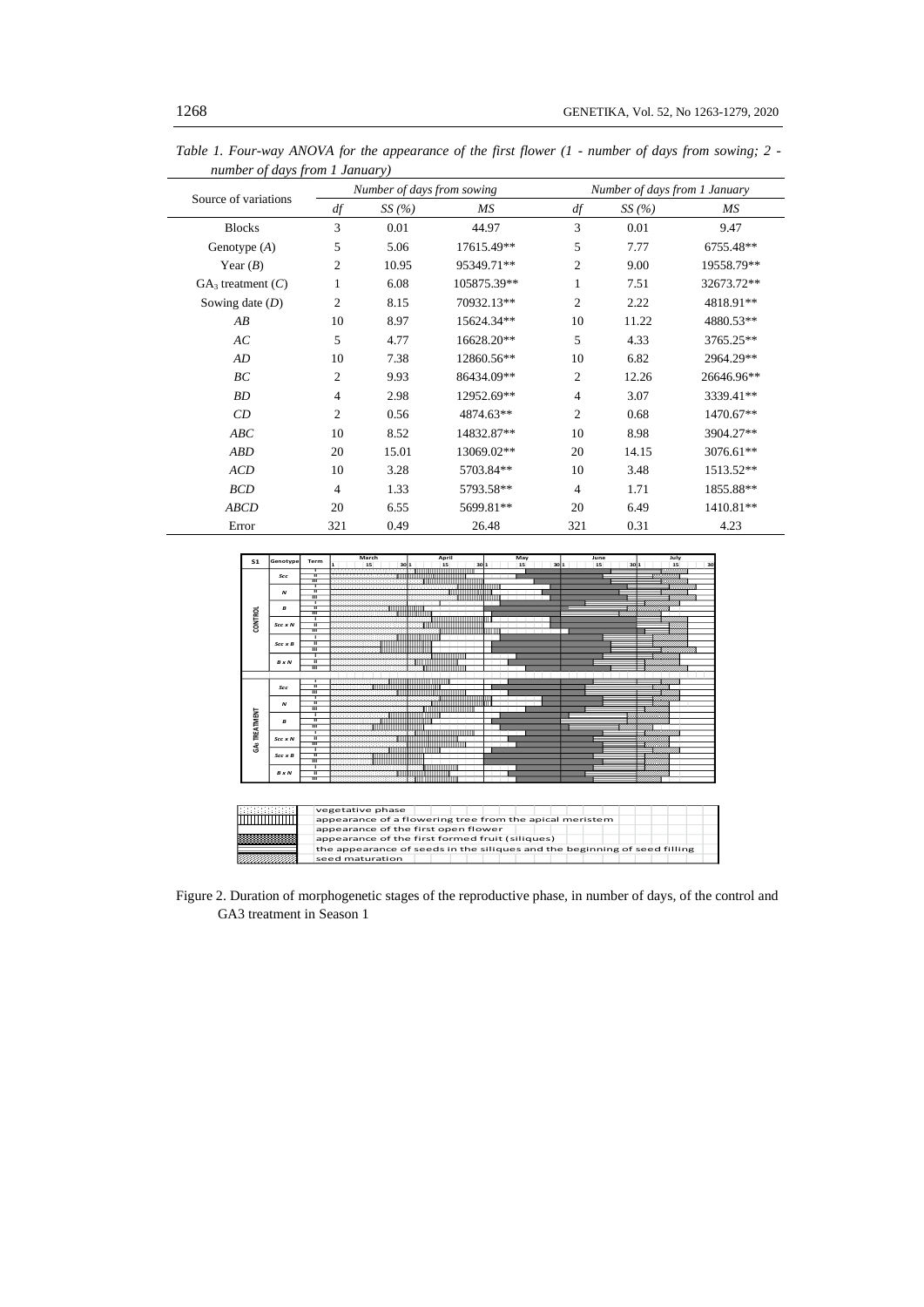*Table 1. Four-way ANOVA for the appearance of the first flower (1 - number of days from sowing; 2 - number of days from 1 January)*

| Source of variations | Number of days from sowing | | | Number of days from 1 January | | |
|---|---|---|---|---|---|---|
| | *df* | *SS (%)* | *MS* | *df* | *SS (%)* | *MS* |
| Blocks | 3 | 0.01 | 44.97 | 3 | 0.01 | 9.47 |
| Genotype (*A*) | 5 | 5.06 | 17615.49** | 5 | 7.77 | 6755.48** |
| Year (*B*) | 2 | 10.95 | 95349.71** | 2 | 9.00 | 19558.79** |
| $GA_3$ treatment (*C*) | 1 | 6.08 | 105875.39** | 1 | 7.51 | 32673.72** |
| Sowing date (*D*) | 2 | 8.15 | 70932.13** | 2 | 2.22 | 4818.91** |
| *AB* | 10 | 8.97 | 15624.34** | 10 | 11.22 | 4880.53** |
| *AC* | 5 | 4.77 | 16628.20** | 5 | 4.33 | 3765.25** |
| *AD* | 10 | 7.38 | 12860.56** | 10 | 6.82 | 2964.29** |
| *BC* | 2 | 9.93 | 86434.09** | 2 | 12.26 | 26646.96** |
| *BD* | 4 | 2.98 | 12952.69** | 4 | 3.07 | 3339.41** |
| *CD* | 2 | 0.56 | 4874.63** | 2 | 0.68 | 1470.67** |
| *ABC* | 10 | 8.52 | 14832.87** | 10 | 8.98 | 3904.27** |
| *ABD* | 20 | 15.01 | 13069.02** | 20 | 14.15 | 3076.61** |
| *ACD* | 10 | 3.28 | 5703.84** | 10 | 3.48 | 1513.52** |
| *BCD* | 4 | 1.33 | 5793.58** | 4 | 1.71 | 1855.88** |
| *ABCD* | 20 | 6.55 | 5699.81** | 20 | 6.49 | 1410.81** |
| Error | 321 | 0.49 | 26.48 | 321 | 0.31 | 4.23 |

Figure 2. Duration of morphogenetic stages of the reproductive phase, in number of days, of the control and GA3 treatment in Season 1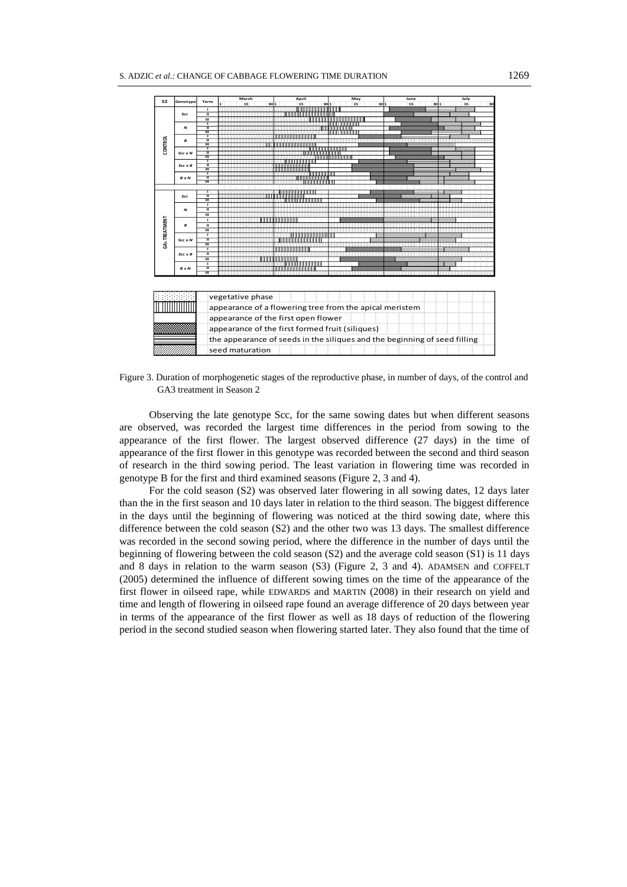| S2 | Genotype | Term | March | April | May | June | July |
|---|---|---|---|---|---|---|---|
| CONTROL | Scc | I | | | | | |
| | | II | | | | | |
| | | III | | | | | |
| | N | I | | | | | |
| | | II | | | | | |
| | | III | | | | | |
| | B | I | | | | | |
| | | II | | | | | |
| | | III | | | | | |
| | Scc x N | I | | | | | |
| | | II | | | | | |
| | | III | | | | | |
| | Scc x B | I | | | | | |
| | | II | | | | | |
| | | III | | | | | |
| | B x N | I | | | | | |
| | | II | | | | | |
| | | III | | | | | |
| GA3 TREATMENT | Scc | I | | | | | |
| | | II | | | | | |
| | | III | | | | | |
| | N | I | | | | | |
| | | II | | | | | |
| | | III | | | | | |
| | B | I | | | | | |
| | | II | | | | | |
| | | III | | | | | |
| | Scc x N | I | | | | | |
| | | II | | | | | |
| | | III | | | | | |
| | Scc x B | I | | | | | |
| | | II | | | | | |
| | | III | | | | | |
| | B x N | I | | | | | |
| | | II | | | | | |
| | | III | | | | | |

Legend:
- vegetative phase
- appearance of a flowering tree from the apical meristem
- appearance of the first open flower
- appearance of the first formed fruit (siliques)
- the appearance of seeds in the siliques and the beginning of seed filling
- seed maturation

Figure 3. Duration of morphogenetic stages of the reproductive phase, in number of days, of the control and GA3 treatment in Season 2

Observing the late genotype Scc, for the same sowing dates but when different seasons are observed, was recorded the largest time differences in the period from sowing to the appearance of the first flower. The largest observed difference (27 days) in the time of appearance of the first flower in this genotype was recorded between the second and third season of research in the third sowing period. The least variation in flowering time was recorded in genotype B for the first and third examined seasons (Figure 2, 3 and 4).

For the cold season (S2) was observed later flowering in all sowing dates, 12 days later than the in the first season and 10 days later in relation to the third season. The biggest difference in the days until the beginning of flowering was noticed at the third sowing date, where this difference between the cold season (S2) and the other two was 13 days. The smallest difference was recorded in the second sowing period, where the difference in the number of days until the beginning of flowering between the cold season (S2) and the average cold season (S1) is 11 days and 8 days in relation to the warm season (S3) (Figure 2, 3 and 4). ADAMSEN and COFFELT (2005) determined the influence of different sowing times on the time of the appearance of the first flower in oilseed rape, while EDWARDS and MARTIN (2008) in their research on yield and time and length of flowering in oilseed rape found an average difference of 20 days between year in terms of the appearance of the first flower as well as 18 days of reduction of the flowering period in the second studied season when flowering started later. They also found that the time of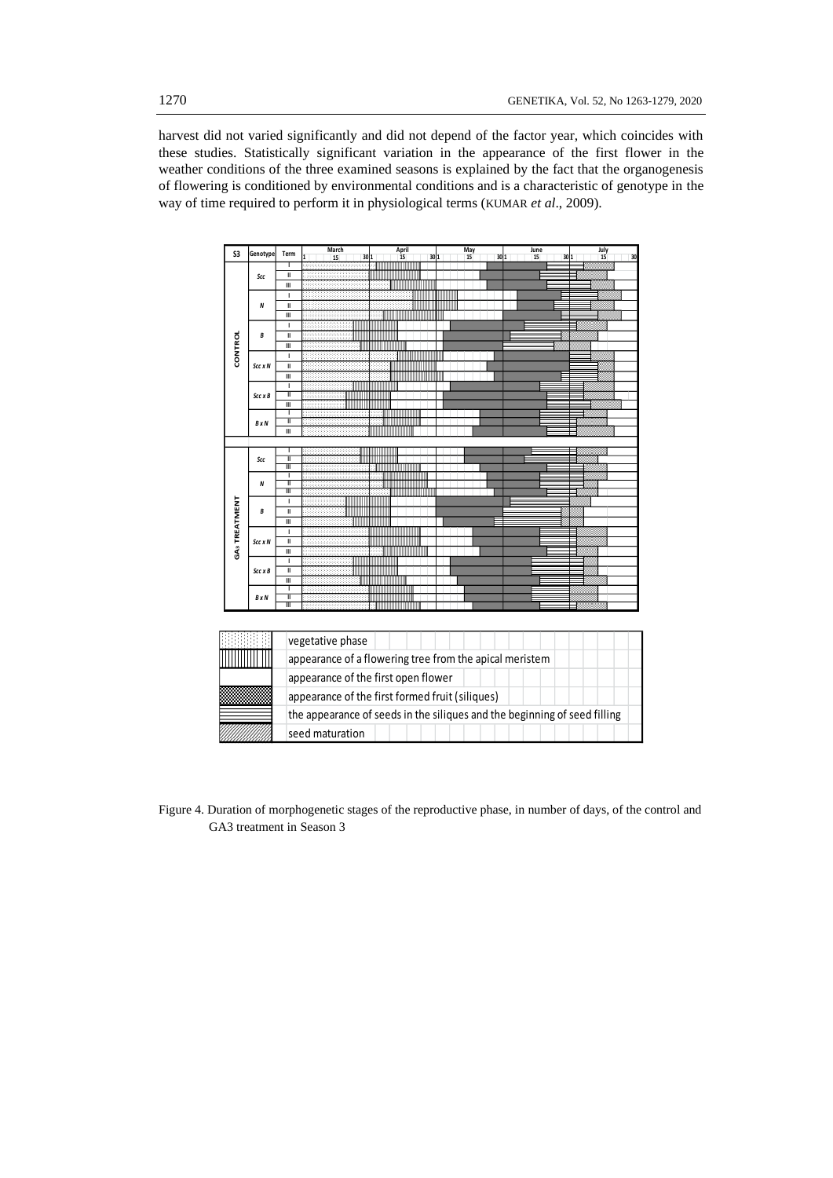harvest did not varied significantly and did not depend of the factor year, which coincides with these studies. Statistically significant variation in the appearance of the first flower in the weather conditions of the three examined seasons is explained by the fact that the organogenesis of flowering is conditioned by environmental conditions and is a characteristic of genotype in the way of time required to perform it in physiological terms (KUMAR *et al*., 2009).

| Legend |
|---|
| vegetative phase |
| appearance of a flowering tree from the apical meristem |
| appearance of the first open flower |
| appearance of the first formed fruit (siliques) |
| the appearance of seeds in the siliques and the beginning of seed filling |
| seed maturation |

Figure 4. Duration of morphogenetic stages of the reproductive phase, in number of days, of the control and GA3 treatment in Season 3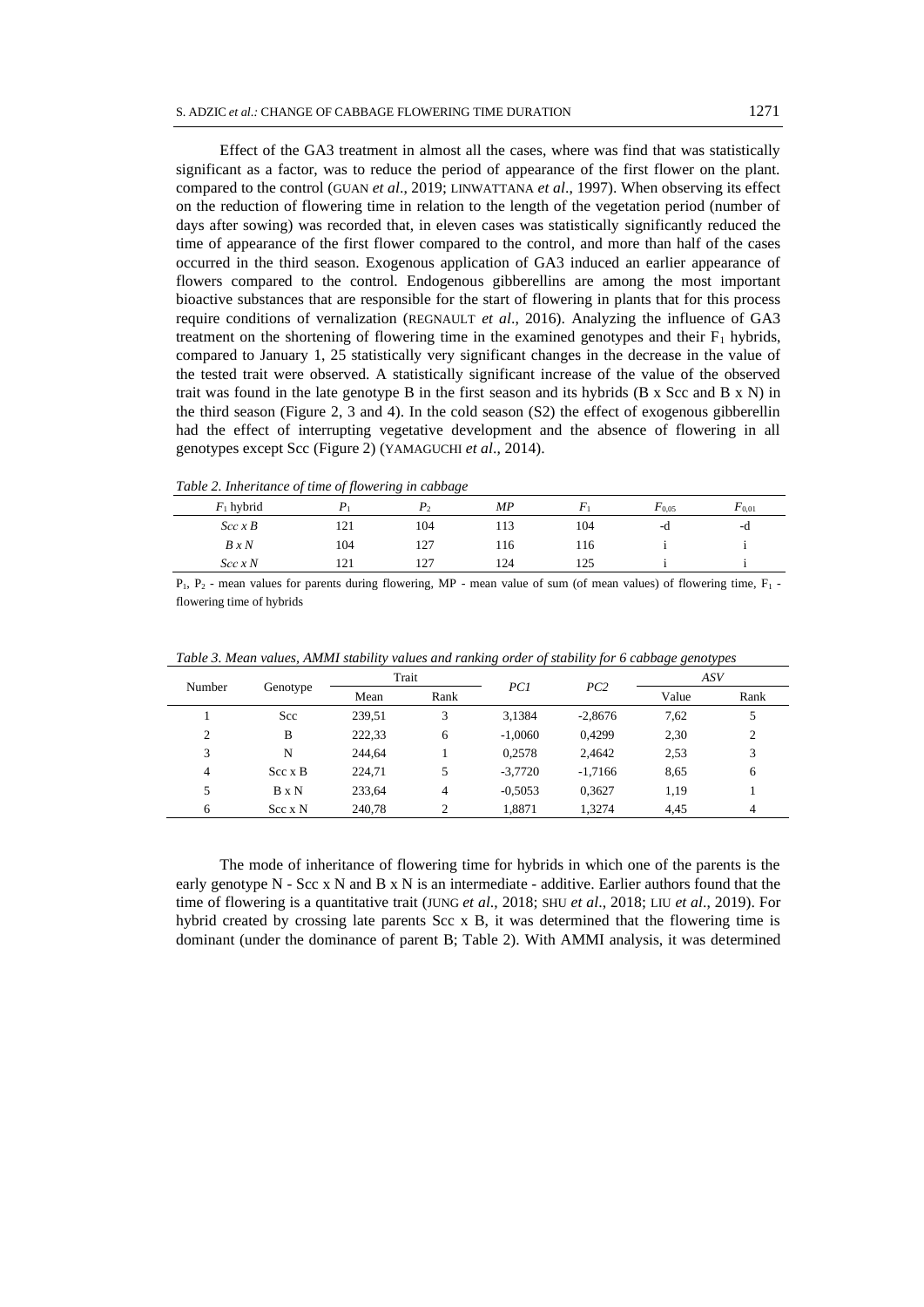Effect of the GA3 treatment in almost all the cases, where was find that was statistically significant as a factor, was to reduce the period of appearance of the first flower on the plant. compared to the control (GUAN *et al*., 2019; LINWATTANA *et al*., 1997). When observing its effect on the reduction of flowering time in relation to the length of the vegetation period (number of days after sowing) was recorded that, in eleven cases was statistically significantly reduced the time of appearance of the first flower compared to the control, and more than half of the cases occurred in the third season. Exogenous application of GA3 induced an earlier appearance of flowers compared to the control. Endogenous gibberellins are among the most important bioactive substances that are responsible for the start of flowering in plants that for this process require conditions of vernalization (REGNAULT *et al*., 2016). Analyzing the influence of GA3 treatment on the shortening of flowering time in the examined genotypes and their $F_1$ hybrids, compared to January 1, 25 statistically very significant changes in the decrease in the value of the tested trait were observed. A statistically significant increase of the value of the observed trait was found in the late genotype B in the first season and its hybrids (B x Scc and B x N) in the third season (Figure 2, 3 and 4). In the cold season (S2) the effect of exogenous gibberellin had the effect of interrupting vegetative development and the absence of flowering in all genotypes except Scc (Figure 2) (YAMAGUCHI *et al*., 2014).

*Table 2. Inheritance of time of flowering in cabbage*

| $F_1$ hybrid | $P_1$ | $P_2$ | *MP* | $F_1$ | $F_{0,05}$ | $F_{0,01}$ |
|---|---|---|---|---|---|---|
| *Scc x B* | 121 | 104 | 113 | 104 | -d | -d |
| *B x N* | 104 | 127 | 116 | 116 | i | i |
| *Scc x N* | 121 | 127 | 124 | 125 | i | i |

$P_1$, $P_2$ - mean values for parents during flowering, MP - mean value of sum (of mean values) of flowering time, $F_1$ - flowering time of hybrids

*Table 3. Mean values, AMMI stability values and ranking order of stability for 6 cabbage genotypes*

| Number | Genotype | Trait | | *PC1* | *PC2* | *ASV* | |
|---|---|---|---|---|---|---|---|
| | | Mean | Rank | | | Value | Rank |
| 1 | Scc | 239,51 | 3 | 3,1384 | -2,8676 | 7,62 | 5 |
| 2 | B | 222,33 | 6 | -1,0060 | 0,4299 | 2,30 | 2 |
| 3 | N | 244,64 | 1 | 0,2578 | 2,4642 | 2,53 | 3 |
| 4 | Scc x B | 224,71 | 5 | -3,7720 | -1,7166 | 8,65 | 6 |
| 5 | B x N | 233,64 | 4 | -0,5053 | 0,3627 | 1,19 | 1 |
| 6 | Scc x N | 240,78 | 2 | 1,8871 | 1,3274 | 4,45 | 4 |

The mode of inheritance of flowering time for hybrids in which one of the parents is the early genotype N - Scc x N and B x N is an intermediate - additive. Earlier authors found that the time of flowering is a quantitative trait (JUNG *et al*., 2018; SHU *et al*., 2018; LIU *et al*., 2019). For hybrid created by crossing late parents Scc x B, it was determined that the flowering time is dominant (under the dominance of parent B; Table 2). With AMMI analysis, it was determined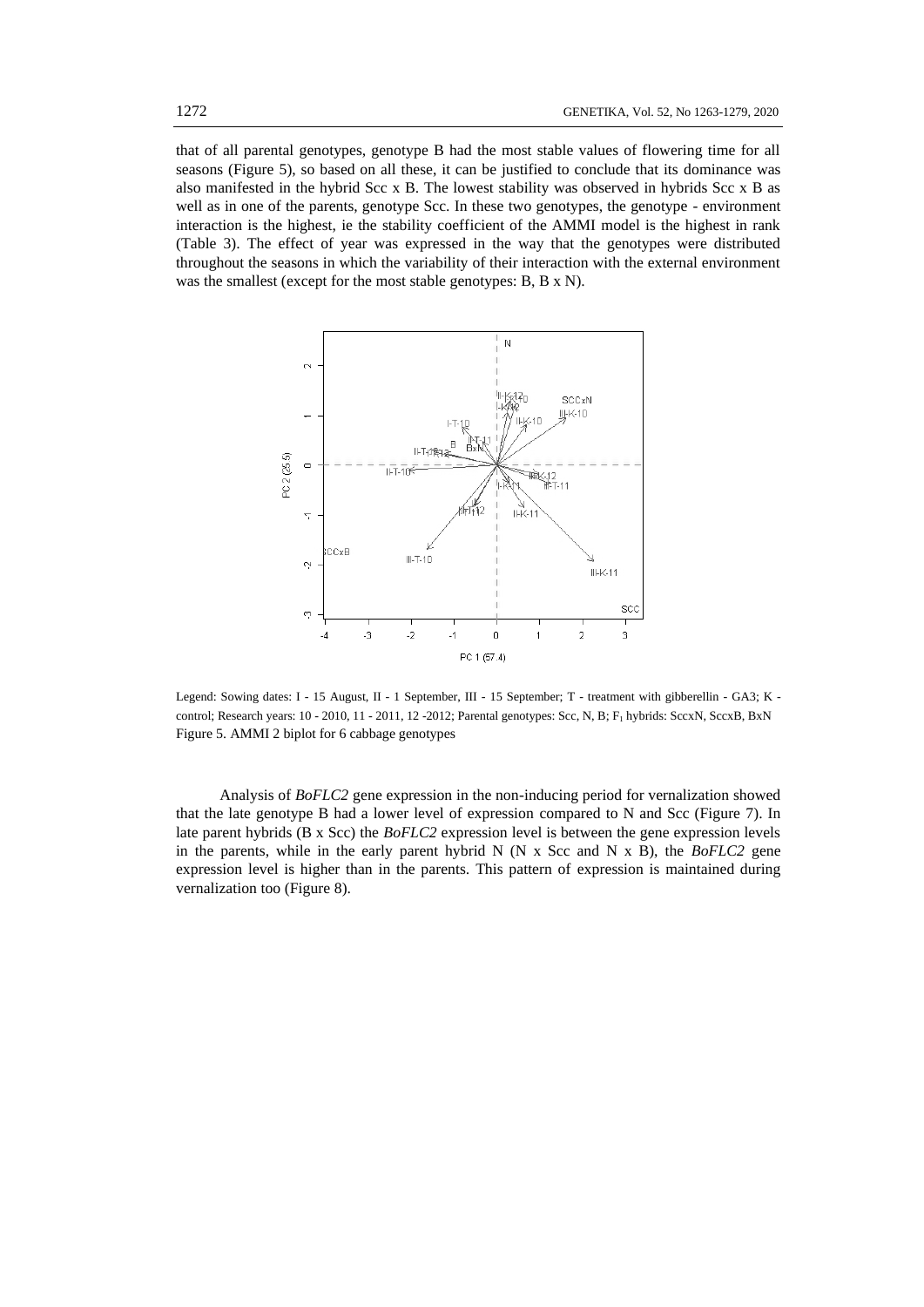that of all parental genotypes, genotype B had the most stable values of flowering time for all seasons (Figure 5), so based on all these, it can be justified to conclude that its dominance was also manifested in the hybrid Scc x B. The lowest stability was observed in hybrids Scc x B as well as in one of the parents, genotype Scc. In these two genotypes, the genotype - environment interaction is the highest, ie the stability coefficient of the AMMI model is the highest in rank (Table 3). The effect of year was expressed in the way that the genotypes were distributed throughout the seasons in which the variability of their interaction with the external environment was the smallest (except for the most stable genotypes: B, B x N).

Legend: Sowing dates: I - 15 August, II - 1 September, III - 15 September; T - treatment with gibberellin - GA3; K - control; Research years: 10 - 2010, 11 - 2011, 12 -2012; Parental genotypes: Scc, N, B; $F_1$ hybrids: SccxN, SccxB, BxN

Figure 5. AMMI 2 biplot for 6 cabbage genotypes

Analysis of *BoFLC2* gene expression in the non-inducing period for vernalization showed that the late genotype B had a lower level of expression compared to N and Scc (Figure 7). In late parent hybrids (B x Scc) the *BoFLC2* expression level is between the gene expression levels in the parents, while in the early parent hybrid N (N x Scc and N x B), the *BoFLC2* gene expression level is higher than in the parents. This pattern of expression is maintained during vernalization too (Figure 8).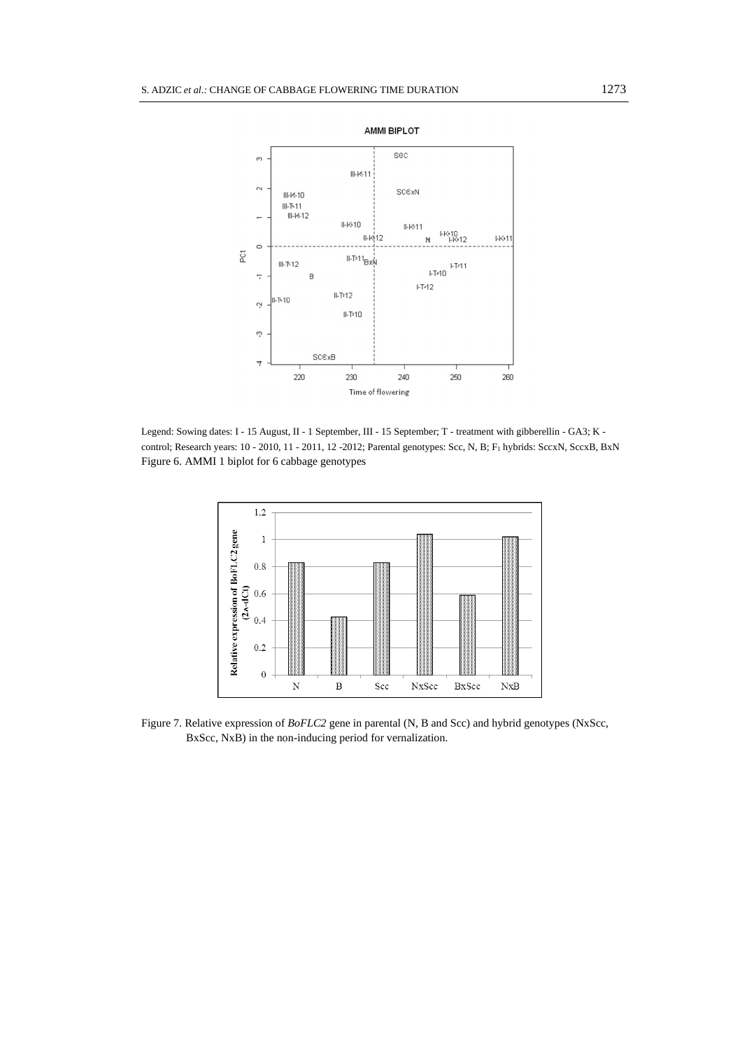Legend: Sowing dates: I - 15 August, II - 1 September, III - 15 September; T - treatment with gibberellin - GA3; K - control; Research years: 10 - 2010, 11 - 2011, 12 -2012; Parental genotypes: Scc, N, B; $F_1$ hybrids: SccxN, SccxB, BxN

Figure 6. AMMI 1 biplot for 6 cabbage genotypes

Figure 7. Relative expression of *BoFLC2* gene in parental (N, B and Scc) and hybrid genotypes (NxScc, BxScc, NxB) in the non-inducing period for vernalization.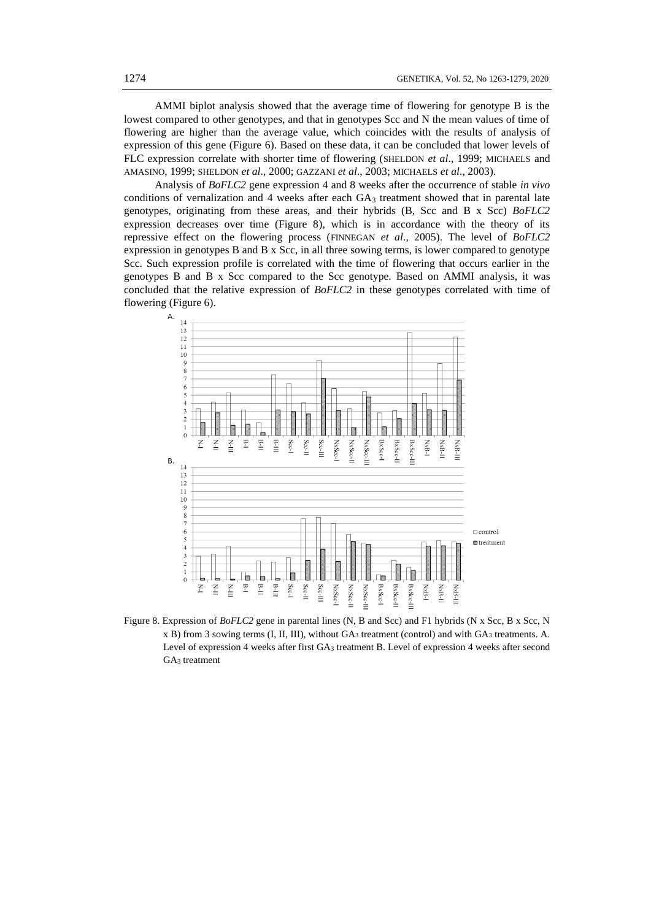AMMI biplot analysis showed that the average time of flowering for genotype B is the lowest compared to other genotypes, and that in genotypes Scc and N the mean values of time of flowering are higher than the average value, which coincides with the results of analysis of expression of this gene (Figure 6). Based on these data, it can be concluded that lower levels of FLC expression correlate with shorter time of flowering (SHELDON *et al*., 1999; MICHAELS and AMASINO, 1999; SHELDON *et al*., 2000; GAZZANI *et al*., 2003; MICHAELS *et al*., 2003).

Analysis of *BoFLC2* gene expression 4 and 8 weeks after the occurrence of stable *in vivo* conditions of vernalization and 4 weeks after each $GA_3$ treatment showed that in parental late genotypes, originating from these areas, and their hybrids (B, Scc and B x Scc) *BoFLC2* expression decreases over time (Figure 8), which is in accordance with the theory of its repressive effect on the flowering process (FINNEGAN *et al*., 2005). The level of *BoFLC2* expression in genotypes B and B x Scc, in all three sowing terms, is lower compared to genotype Scc. Such expression profile is correlated with the time of flowering that occurs earlier in the genotypes B and B x Scc compared to the Scc genotype. Based on AMMI analysis, it was concluded that the relative expression of *BoFLC2* in these genotypes correlated with time of flowering (Figure 6).

Figure 8. Expression of *BoFLC2* gene in parental lines (N, B and Scc) and F1 hybrids (N x Scc, B x Scc, N x B) from 3 sowing terms (I, II, III), without $GA_3$ treatment (control) and with $GA_3$ treatments. A. Level of expression 4 weeks after first $GA_3$ treatment B. Level of expression 4 weeks after second $GA_3$ treatment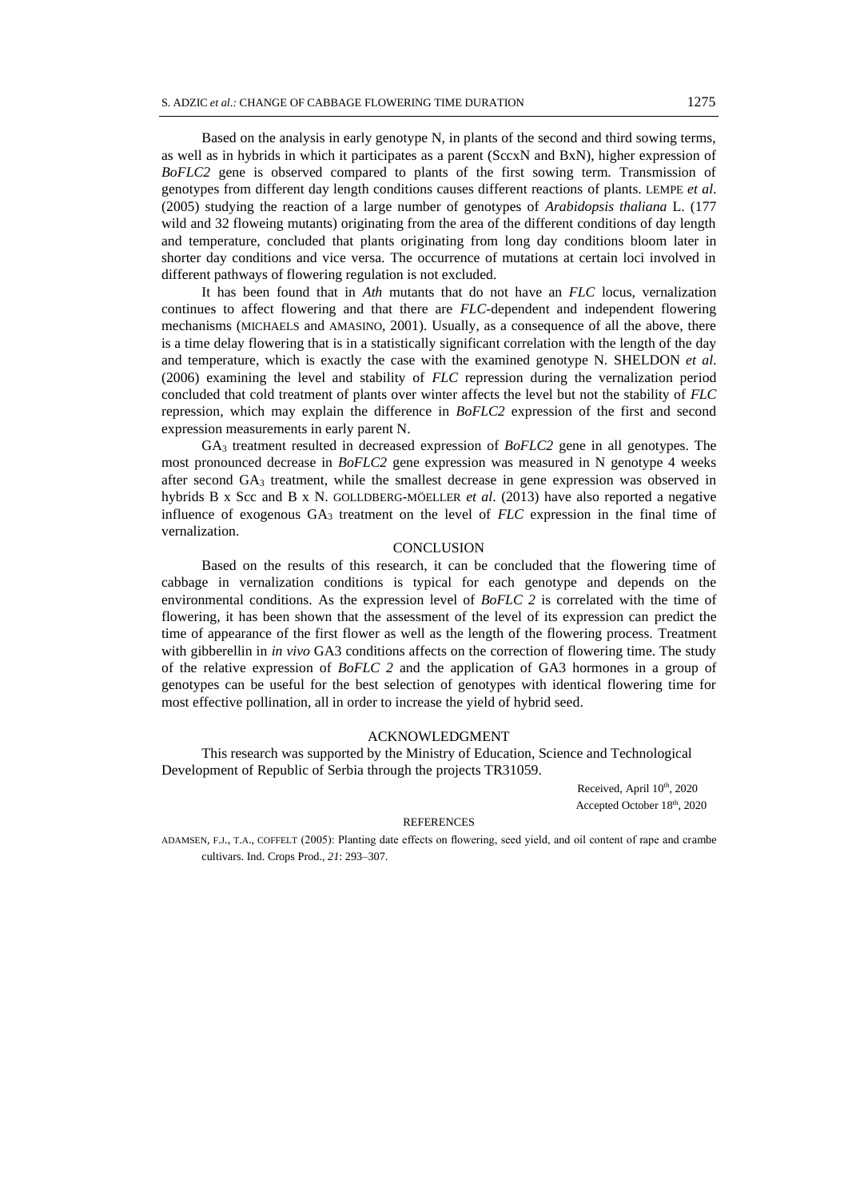Based on the analysis in early genotype N, in plants of the second and third sowing terms, as well as in hybrids in which it participates as a parent (SccxN and BxN), higher expression of *BoFLC2* gene is observed compared to plants of the first sowing term. Transmission of genotypes from different day length conditions causes different reactions of plants. LEMPE *et al.* (2005) studying the reaction of a large number of genotypes of *Arabidopsis thaliana* L. (177 wild and 32 floweing mutants) originating from the area of the different conditions of day length and temperature, concluded that plants originating from long day conditions bloom later in shorter day conditions and vice versa. The occurrence of mutations at certain loci involved in different pathways of flowering regulation is not excluded.

It has been found that in *Ath* mutants that do not have an *FLC* locus, vernalization continues to affect flowering and that there are *FLC*-dependent and independent flowering mechanisms (MICHAELS and AMASINO, 2001). Usually, as a consequence of all the above, there is a time delay flowering that is in a statistically significant correlation with the length of the day and temperature, which is exactly the case with the examined genotype N. SHELDON *et al.* (2006) examining the level and stability of *FLC* repression during the vernalization period concluded that cold treatment of plants over winter affects the level but not the stability of *FLC* repression, which may explain the difference in *BoFLC2* expression of the first and second expression measurements in early parent N.

$GA_3$ treatment resulted in decreased expression of *BoFLC2* gene in all genotypes. The most pronounced decrease in *BoFLC2* gene expression was measured in N genotype 4 weeks after second $GA_3$ treatment, while the smallest decrease in gene expression was observed in hybrids B x Scc and B x N. GOLLDBERG-MÖELLER *et al.* (2013) have also reported a negative influence of exogenous $GA_3$ treatment on the level of *FLC* expression in the final time of vernalization.

## CONCLUSION

Based on the results of this research, it can be concluded that the flowering time of cabbage in vernalization conditions is typical for each genotype and depends on the environmental conditions. As the expression level of *BoFLC 2* is correlated with the time of flowering, it has been shown that the assessment of the level of its expression can predict the time of appearance of the first flower as well as the length of the flowering process. Treatment with gibberellin in *in vivo* GA3 conditions affects on the correction of flowering time. The study of the relative expression of *BoFLC 2* and the application of GA3 hormones in a group of genotypes can be useful for the best selection of genotypes with identical flowering time for most effective pollination, all in order to increase the yield of hybrid seed.

## ACKNOWLEDGMENT

This research was supported by the Ministry of Education, Science and Technological Development of Republic of Serbia through the projects TR31059.

Received, April 10th, 2020
Accepted October 18th, 2020

## REFERENCES

ADAMSEN, F.J., T.A., COFFELT (2005): Planting date effects on flowering, seed yield, and oil content of rape and crambe cultivars. Ind. Crops Prod., *21*: 293–307.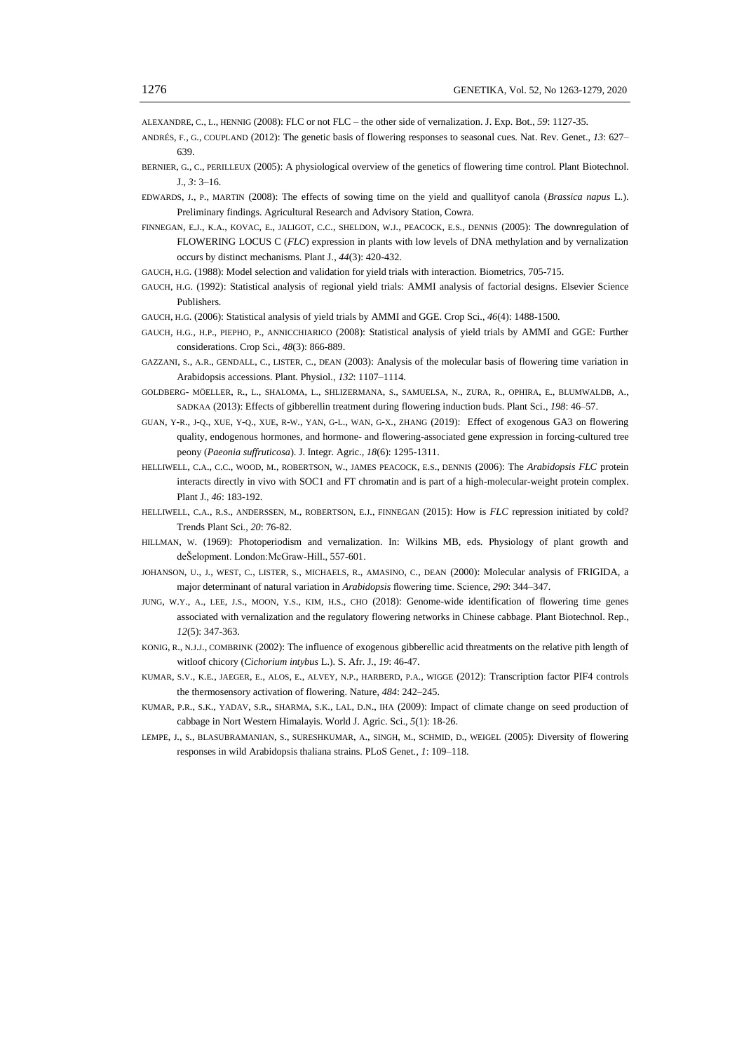ALEXANDRE, C., L., HENNIG (2008): FLC or not FLC – the other side of vernalization. J. Exp. Bot., *59*: 1127-35.

ANDRÉS, F., G., COUPLAND (2012): The genetic basis of flowering responses to seasonal cues. Nat. Rev. Genet., *13*: 627–639.

BERNIER, G., C., PERILLEUX (2005): A physiological overview of the genetics of flowering time control. Plant Biotechnol. J., *3*: 3–16.

EDWARDS, J., P., MARTIN (2008): The effects of sowing time on the yield and quallityof canola (*Brassica napus* L.). Preliminary findings. Agricultural Research and Advisory Station, Cowra.

FINNEGAN, E.J., K.A., KOVAC, E., JALIGOT, C.C., SHELDON, W.J., PEACOCK, E.S., DENNIS (2005): The downregulation of FLOWERING LOCUS C (*FLC*) expression in plants with low levels of DNA methylation and by vernalization occurs by distinct mechanisms. Plant J., *44*(3): 420-432.

GAUCH, H.G. (1988): Model selection and validation for yield trials with interaction. Biometrics, 705-715.

GAUCH, H.G. (1992): Statistical analysis of regional yield trials: AMMI analysis of factorial designs. Elsevier Science Publishers.

GAUCH, H.G. (2006): Statistical analysis of yield trials by AMMI and GGE. Crop Sci., *46*(4): 1488-1500.

GAUCH, H.G., H.P., PIEPHO, P., ANNICCHIARICO (2008): Statistical analysis of yield trials by AMMI and GGE: Further considerations. Crop Sci., *48*(3): 866-889.

GAZZANI, S., A.R., GENDALL, C., LISTER, C., DEAN (2003): Analysis of the molecular basis of flowering time variation in Arabidopsis accessions. Plant. Physiol., *132*: 1107–1114.

GOLDBERG- MÖELLER, R., L., SHALOMA, L., SHLIZERMANA, S., SAMUELSA, N., ZURA, R., OPHIRA, E., BLUMWALDB, A., SADKAA (2013): Effects of gibberellin treatment during flowering induction buds. Plant Sci., *198*: 46–57.

GUAN, Y-R., J-Q., XUE, Y-Q., XUE, R-W., YAN, G-L., WAN, G-X., ZHANG (2019): Effect of exogenous GA3 on flowering quality, endogenous hormones, and hormone- and flowering-associated gene expression in forcing-cultured tree peony (*Paeonia suffruticosa*). J. Integr. Agric., *18*(6): 1295-1311.

HELLIWELL, C.A., C.C., WOOD, M., ROBERTSON, W., JAMES PEACOCK, E.S., DENNIS (2006): The *Arabidopsis FLC* protein interacts directly in vivo with SOC1 and FT chromatin and is part of a high-molecular-weight protein complex. Plant J., *46*: 183-192.

HELLIWELL, C.A., R.S., ANDERSSEN, M., ROBERTSON, E.J., FINNEGAN (2015): How is *FLC* repression initiated by cold? Trends Plant Sci., *20*: 76-82.

HILLMAN, W. (1969): Photoperiodism and vernalization. In: Wilkins MB, eds. Physiology of plant growth and deŠelopment. London:McGraw-Hill., 557-601.

JOHANSON, U., J., WEST, C., LISTER, S., MICHAELS, R., AMASINO, C., DEAN (2000): Molecular analysis of FRIGIDA, a major determinant of natural variation in *Arabidopsis* flowering time. Science, *290*: 344–347.

JUNG, W.Y., A., LEE, J.S., MOON, Y.S., KIM, H.S., CHO (2018): Genome-wide identification of flowering time genes associated with vernalization and the regulatory flowering networks in Chinese cabbage. Plant Biotechnol. Rep., *12*(5): 347-363.

KONIG, R., N.J.J., COMBRINK (2002): The influence of exogenous gibberellic acid threatments on the relative pith length of witloof chicory (*Cichorium intybus* L.). S. Afr. J., *19*: 46-47.

KUMAR, S.V., K.E., JAEGER, E., ALOS, E., ALVEY, N.P., HARBERD, P.A., WIGGE (2012): Transcription factor PIF4 controls the thermosensory activation of flowering. Nature, *484*: 242–245.

KUMAR, P.R., S.K., YADAV, S.R., SHARMA, S.K., LAL, D.N., IHA (2009): Impact of climate change on seed production of cabbage in Nort Western Himalayis. World J. Agric. Sci., *5*(1): 18-26.

LEMPE, J., S., BLASUBRAMANIAN, S., SURESHKUMAR, A., SINGH, M., SCHMID, D., WEIGEL (2005): Diversity of flowering responses in wild Arabidopsis thaliana strains. PLoS Genet., *1*: 109–118.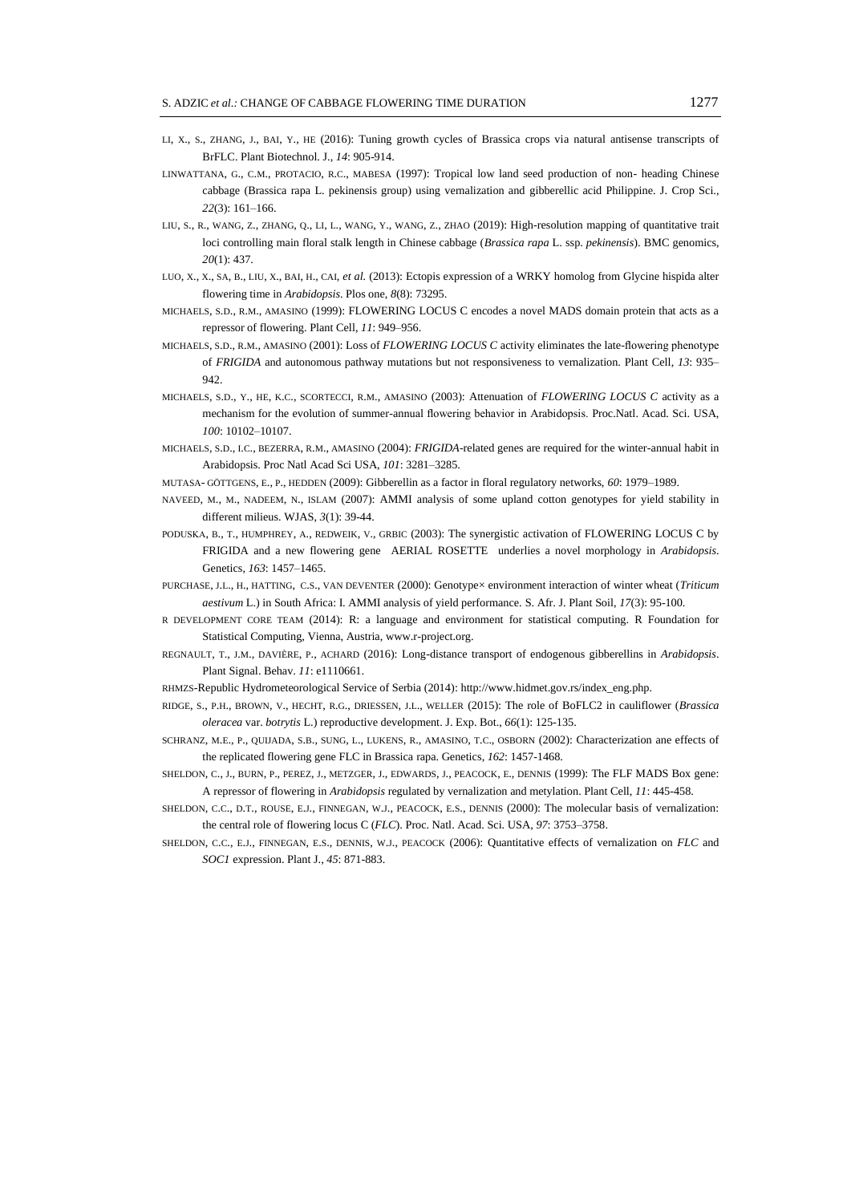LI, X., S., ZHANG, J., BAI, Y., HE (2016): Tuning growth cycles of Brassica crops via natural antisense transcripts of BrFLC. Plant Biotechnol. J., *14*: 905-914.

LINWATTANA, G., C.M., PROTACIO, R.C., MABESA (1997): Tropical low land seed production of non- heading Chinese cabbage (Brassica rapa L. pekinensis group) using vernalization and gibberellic acid Philippine. J. Crop Sci., *22*(3): 161–166.

LIU, S., R., WANG, Z., ZHANG, Q., LI, L., WANG, Y., WANG, Z., ZHAO (2019): High-resolution mapping of quantitative trait loci controlling main floral stalk length in Chinese cabbage (*Brassica rapa* L. ssp. *pekinensis*). BMC genomics, *20*(1): 437.

LUO, X., X., SA, B., LIU, X., BAI, H., CAI, *et al.* (2013): Ectopis expression of a WRKY homolog from Glycine hispida alter flowering time in *Arabidopsis*. Plos one, *8*(8): 73295.

MICHAELS, S.D., R.M., AMASINO (1999): FLOWERING LOCUS C encodes a novel MADS domain protein that acts as a repressor of flowering. Plant Cell, *11*: 949–956.

MICHAELS, S.D., R.M., AMASINO (2001): Loss of *FLOWERING LOCUS C* activity eliminates the late-flowering phenotype of *FRIGIDA* and autonomous pathway mutations but not responsiveness to vernalization. Plant Cell, *13*: 935–942.

MICHAELS, S.D., Y., HE, K.C., SCORTECCI, R.M., AMASINO (2003): Attenuation of *FLOWERING LOCUS C* activity as a mechanism for the evolution of summer-annual flowering behavior in Arabidopsis. Proc.Natl. Acad. Sci. USA, *100*: 10102–10107.

MICHAELS, S.D., I.C., BEZERRA, R.M., AMASINO (2004): *FRIGIDA*-related genes are required for the winter-annual habit in Arabidopsis. Proc Natl Acad Sci USA, *101*: 3281–3285.

MUTASA- GÖTTGENS, E., P., HEDDEN (2009): Gibberellin as a factor in floral regulatory networks, *60*: 1979–1989.

NAVEED, M., M., NADEEM, N., ISLAM (2007): AMMI analysis of some upland cotton genotypes for yield stability in different milieus. WJAS, *3*(1): 39-44.

PODUSKA, B., T., HUMPHREY, A., REDWEIK, V., GRBIC (2003): The synergistic activation of FLOWERING LOCUS C by FRIGIDA and a new flowering gene AERIAL ROSETTE underlies a novel morphology in *Arabidopsis*. Genetics, *163*: 1457–1465.

PURCHASE, J.L., H., HATTING, C.S., VAN DEVENTER (2000): Genotype× environment interaction of winter wheat (*Triticum aestivum* L.) in South Africa: I. AMMI analysis of yield performance. S. Afr. J. Plant Soil, *17*(3): 95-100.

R DEVELOPMENT CORE TEAM (2014): R: a language and environment for statistical computing. R Foundation for Statistical Computing, Vienna, Austria, www.r-project.org.

REGNAULT, T., J.M., DAVIÈRE, P., ACHARD (2016): Long-distance transport of endogenous gibberellins in *Arabidopsis*. Plant Signal. Behav. *11*: e1110661.

RHMZS-Republic Hydrometeorological Service of Serbia (2014): http://www.hidmet.gov.rs/index_eng.php.

RIDGE, S., P.H., BROWN, V., HECHT, R.G., DRIESSEN, J.L., WELLER (2015): The role of BoFLC2 in cauliflower (*Brassica oleracea* var. *botrytis* L.) reproductive development. J. Exp. Bot., *66*(1): 125-135.

SCHRANZ, M.E., P., QUIJADA, S.B., SUNG, L., LUKENS, R., AMASINO, T.C., OSBORN (2002): Characterization ane effects of the replicated flowering gene FLC in Brassica rapa. Genetics, *162*: 1457-1468.

SHELDON, C., J., BURN, P., PEREZ, J., METZGER, J., EDWARDS, J., PEACOCK, E., DENNIS (1999): The FLF MADS Box gene: A repressor of flowering in *Arabidopsis* regulated by vernalization and metylation. Plant Cell, *11*: 445-458.

SHELDON, C.C., D.T., ROUSE, E.J., FINNEGAN, W.J., PEACOCK, E.S., DENNIS (2000): The molecular basis of vernalization: the central role of flowering locus C (*FLC*). Proc. Natl. Acad. Sci. USA, *97*: 3753–3758.

SHELDON, C.C., E.J., FINNEGAN, E.S., DENNIS, W.J., PEACOCK (2006): Quantitative effects of vernalization on *FLC* and *SOC1* expression. Plant J., *45*: 871-883.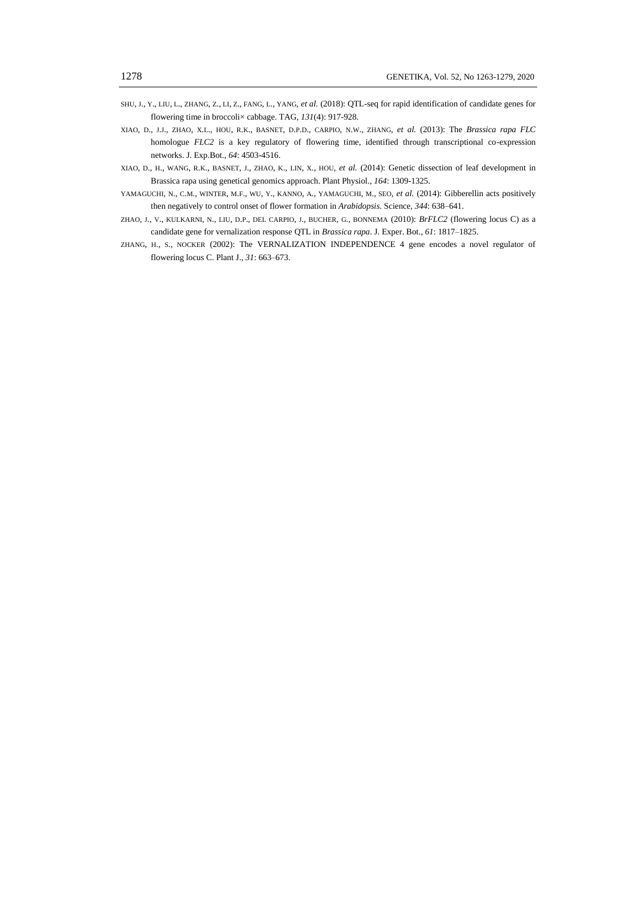SHU, J., Y., LIU, L., ZHANG, Z., LI, Z., FANG, L., YANG, *et al.* (2018): QTL-seq for rapid identification of candidate genes for flowering time in broccoli× cabbage. TAG, *131*(4): 917-928.

XIAO, D., J.J., ZHAO, X.L., HOU, R.K., BASNET, D.P.D., CARPIO, N.W., ZHANG, *et al.* (2013): The *Brassica rapa FLC* homologue *FLC2* is a key regulatory of flowering time, identified through transcriptional co-expression networks. J. Exp.Bot., *64*: 4503-4516.

XIAO, D., H., WANG, R.K., BASNET, J., ZHAO, K., LIN, X., HOU, *et al.* (2014): Genetic dissection of leaf development in Brassica rapa using genetical genomics approach. Plant Physiol., *164*: 1309-1325.

YAMAGUCHI, N., C.M., WINTER, M.F., WU, Y., KANNO, A., YAMAGUCHI, M., SEO, *et al.* (2014): Gibberellin acts positively then negatively to control onset of flower formation in *Arabidopsis*. Science, *344*: 638–641.

ZHAO, J., V., KULKARNI, N., LIU, D.P., DEL CARPIO, J., BUCHER, G., BONNEMA (2010): *BrFLC2* (flowering locus C) as a candidate gene for vernalization response QTL in *Brassica rapa*. J. Exper. Bot., *61*: 1817–1825.

ZHANG, H., S., NOCKER (2002): The VERNALIZATION INDEPENDENCE 4 gene encodes a novel regulator of flowering locus C. Plant J., *31*: 663–673.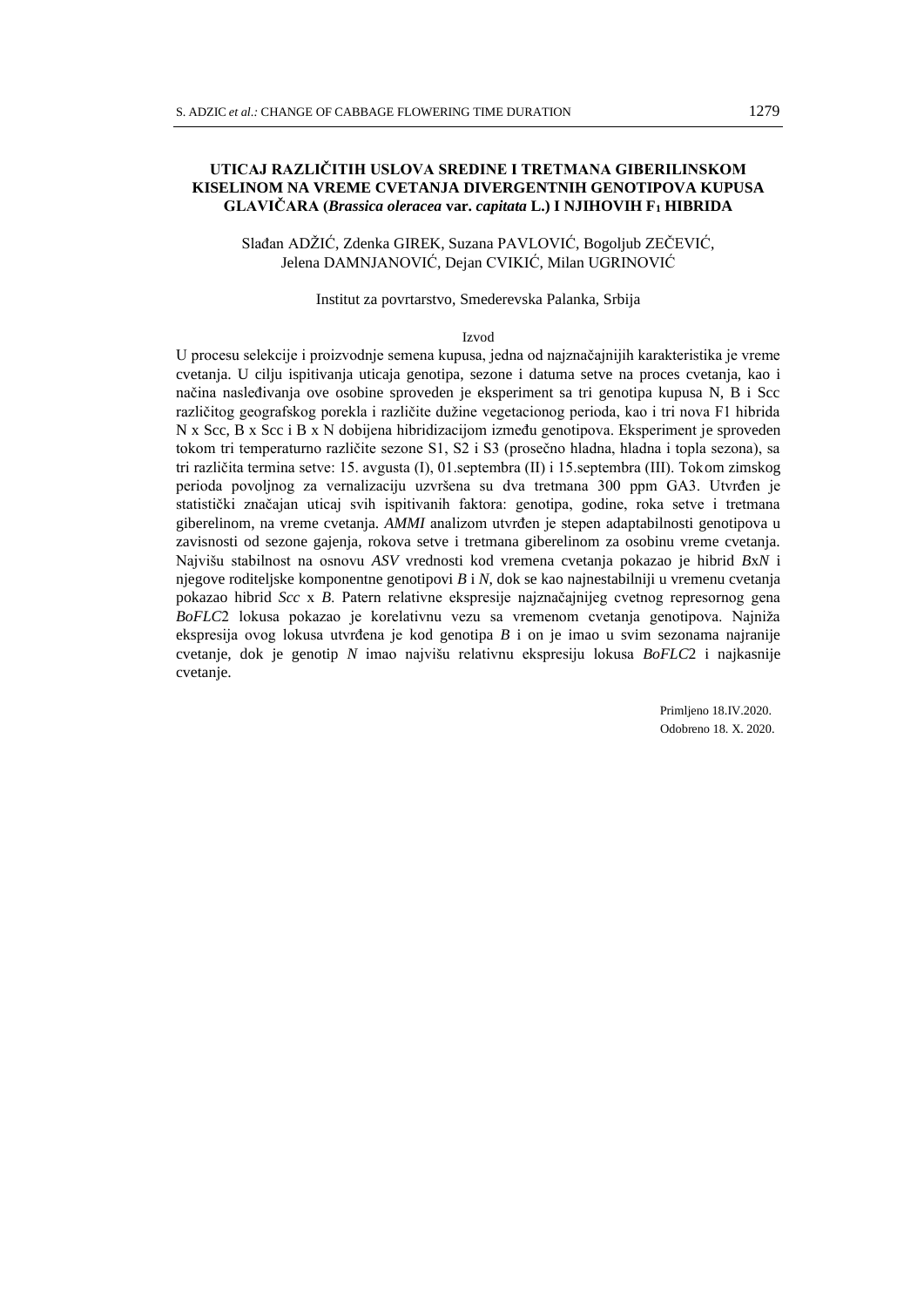# UTICAJ RAZLIČITIH USLOVA SREDINE I TRETMANA GIBERILINSKOM KISELINOM NA VREME CVETANJA DIVERGENTNIH GENOTIPOVA KUPUSA GLAVIČARA (*Brassica oleracea* var. *capitata* L.) I NJIHOVIH $F_1$ HIBRIDA

Slađan ADŽIĆ, Zdenka GIREK, Suzana PAVLOVIĆ, Bogoljub ZEČEVIĆ, Jelena DAMNJANOVIĆ, Dejan CVIKIĆ, Milan UGRINOVIĆ

Institut za povrtarstvo, Smederevska Palanka, Srbija

Izvod

U procesu selekcije i proizvodnje semena kupusa, jedna od najznačajnijih karakteristika je vreme cvetanja. U cilju ispitivanja uticaja genotipa, sezone i datuma setve na proces cvetanja, kao i načina nasleđivanja ove osobine sproveden je eksperiment sa tri genotipa kupusa N, B i Scc različitog geografskog porekla i različite dužine vegetacionog perioda, kao i tri nova F1 hibrida N x Scc, B x Scc i B x N dobijena hibridizacijom između genotipova. Eksperiment je sproveden tokom tri temperaturno različite sezone S1, S2 i S3 (prosečno hladna, hladna i topla sezona), sa tri različita termina setve: 15. avgusta (I), 01.septembra (II) i 15.septembra (III). Tokom zimskog perioda povoljnog za vernalizaciju uzvršena su dva tretmana 300 ppm GA3. Utvrđen je statistički značajan uticaj svih ispitivanih faktora: genotipa, godine, roka setve i tretmana giberelinom, na vreme cvetanja. *AMMI* analizom utvrđen je stepen adaptabilnosti genotipova u zavisnosti od sezone gajenja, rokova setve i tretmana giberelinom za osobinu vreme cvetanja. Najvišu stabilnost na osnovu *ASV* vrednosti kod vremena cvetanja pokazao je hibrid *B*x*N* i njegove roditeljske komponentne genotipovi *B* i *N*, dok se kao najnestabilniji u vremenu cvetanja pokazao hibrid *Scc* x *B*. Patern relativne ekspresije najznačajnijeg cvetnog represornog gena *BoFLC*2 lokusa pokazao je korelativnu vezu sa vremenom cvetanja genotipova. Najniža ekspresija ovog lokusa utvrđena je kod genotipa *B* i on je imao u svim sezonama najranije cvetanje, dok je genotip *N* imao najvišu relativnu ekspresiju lokusa *BoFLC*2 i najkasnije cvetanje.

Primljeno 18.IV.2020.
Odobreno 18. X. 2020.